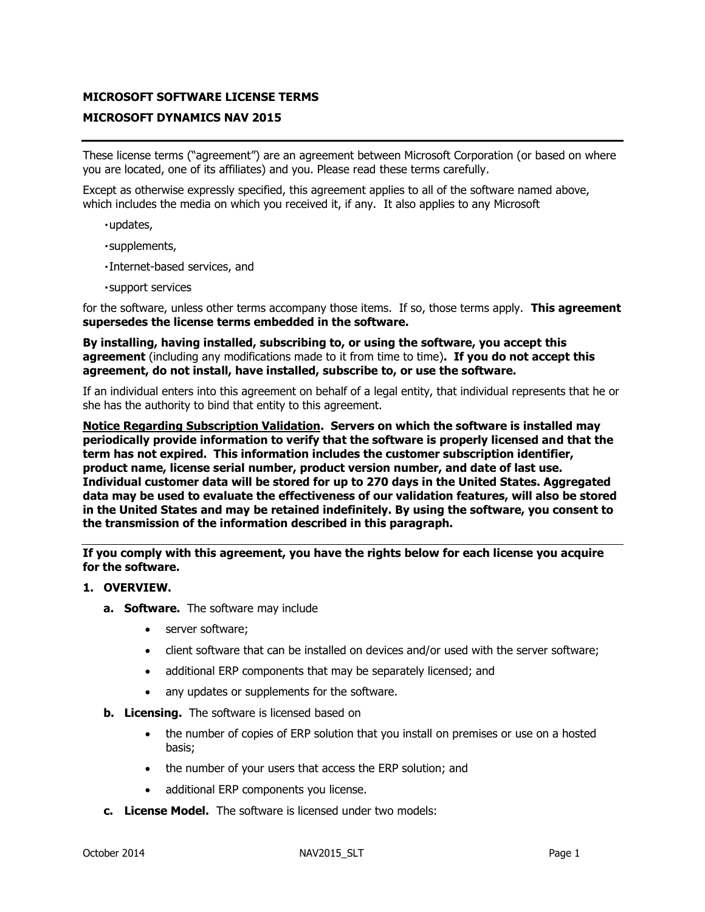**MICROSOFT SOFTWARE LICENSE TERMS**

**MICROSOFT DYNAMICS NAV 2015**

---

These license terms (“agreement”) are an agreement between Microsoft Corporation (or based on where you are located, one of its affiliates) and you. Please read these terms carefully.

Except as otherwise expressly specified, this agreement applies to all of the software named above, which includes the media on which you received it, if any. It also applies to any Microsoft

- updates,
- supplements,
- Internet-based services, and
- support services

for the software, unless other terms accompany those items. If so, those terms apply. **This agreement supersedes the license terms embedded in the software.**

**By installing, having installed, subscribing to, or using the software, you accept this agreement** (including any modifications made to it from time to time)**. If you do not accept this agreement, do not install, have installed, subscribe to, or use the software.**

If an individual enters into this agreement on behalf of a legal entity, that individual represents that he or she has the authority to bind that entity to this agreement.

**Notice Regarding Subscription Validation. Servers on which the software is installed may periodically provide information to verify that the software is properly licensed and that the term has not expired. This information includes the customer subscription identifier, product name, license serial number, product version number, and date of last use. Individual customer data will be stored for up to 270 days in the United States. Aggregated data may be used to evaluate the effectiveness of our validation features, will also be stored in the United States and may be retained indefinitely. By using the software, you consent to the transmission of the information described in this paragraph.**

---

**If you comply with this agreement, you have the rights below for each license you acquire for the software.**

1. **OVERVIEW.**
   a. **Software.** The software may include
      - server software;
      - client software that can be installed on devices and/or used with the server software;
      - additional ERP components that may be separately licensed; and
      - any updates or supplements for the software.

   b. **Licensing.** The software is licensed based on
      - the number of copies of ERP solution that you install on premises or use on a hosted basis;
      - the number of your users that access the ERP solution; and
      - additional ERP components you license.

   c. **License Model.** The software is licensed under two models: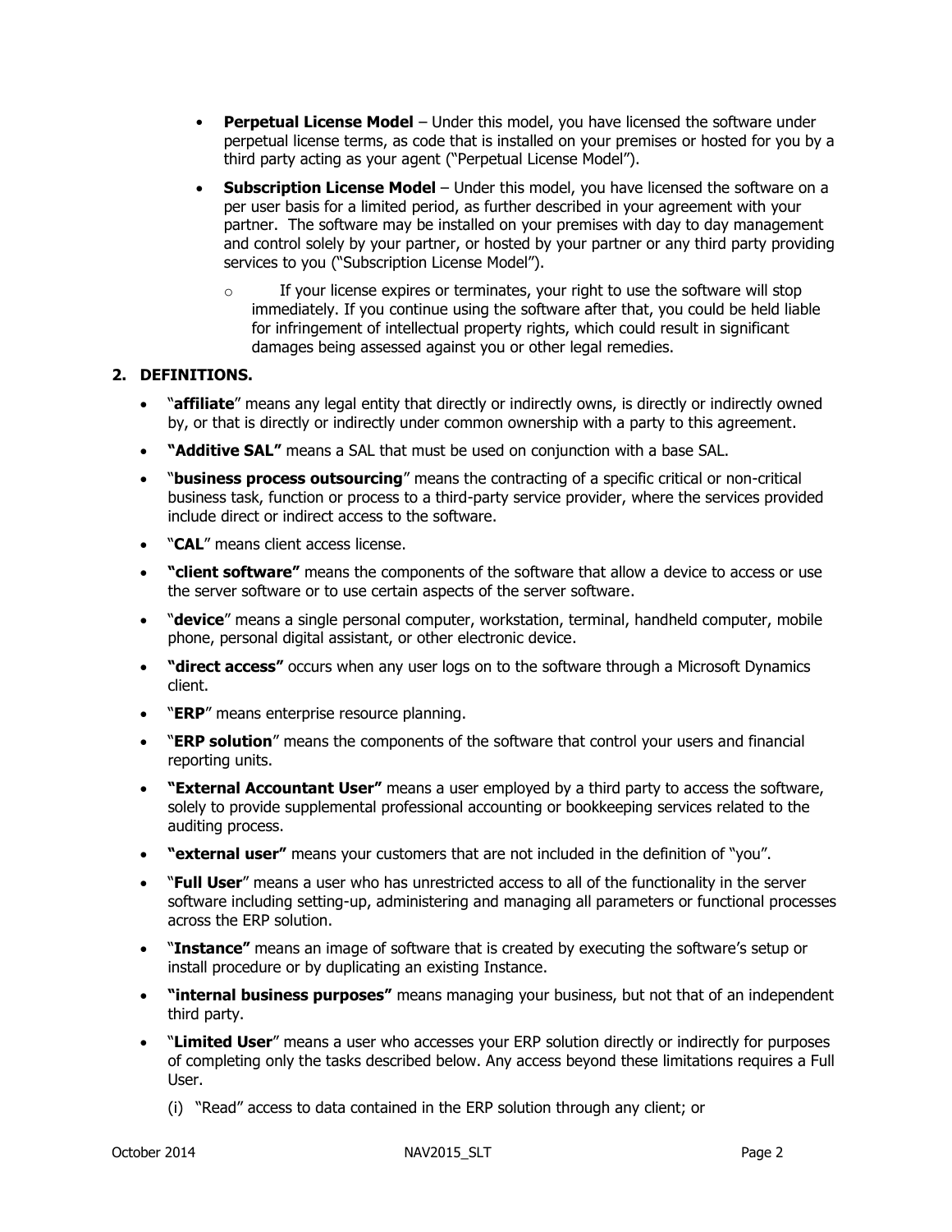- **Perpetual License Model** – Under this model, you have licensed the software under perpetual license terms, as code that is installed on your premises or hosted for you by a third party acting as your agent ("Perpetual License Model").
- **Subscription License Model** – Under this model, you have licensed the software on a per user basis for a limited period, as further described in your agreement with your partner. The software may be installed on your premises with day to day management and control solely by your partner, or hosted by your partner or any third party providing services to you ("Subscription License Model").
  - If your license expires or terminates, your right to use the software will stop immediately. If you continue using the software after that, you could be held liable for infringement of intellectual property rights, which could result in significant damages being assessed against you or other legal remedies.

## 2. DEFINITIONS.

- "**affiliate**" means any legal entity that directly or indirectly owns, is directly or indirectly owned by, or that is directly or indirectly under common ownership with a party to this agreement.
- **"Additive SAL"** means a SAL that must be used on conjunction with a base SAL.
- "**business process outsourcing**" means the contracting of a specific critical or non-critical business task, function or process to a third-party service provider, where the services provided include direct or indirect access to the software.
- "**CAL**" means client access license.
- **"client software"** means the components of the software that allow a device to access or use the server software or to use certain aspects of the server software.
- "**device**" means a single personal computer, workstation, terminal, handheld computer, mobile phone, personal digital assistant, or other electronic device.
- **"direct access"** occurs when any user logs on to the software through a Microsoft Dynamics client.
- "**ERP**" means enterprise resource planning.
- "**ERP solution**" means the components of the software that control your users and financial reporting units.
- **"External Accountant User"** means a user employed by a third party to access the software, solely to provide supplemental professional accounting or bookkeeping services related to the auditing process.
- **"external user"** means your customers that are not included in the definition of "you".
- "**Full User**" means a user who has unrestricted access to all of the functionality in the server software including setting-up, administering and managing all parameters or functional processes across the ERP solution.
- "**Instance"** means an image of software that is created by executing the software's setup or install procedure or by duplicating an existing Instance.
- **"internal business purposes"** means managing your business, but not that of an independent third party.
- "**Limited User**" means a user who accesses your ERP solution directly or indirectly for purposes of completing only the tasks described below. Any access beyond these limitations requires a Full User.

  (i) "Read" access to data contained in the ERP solution through any client; or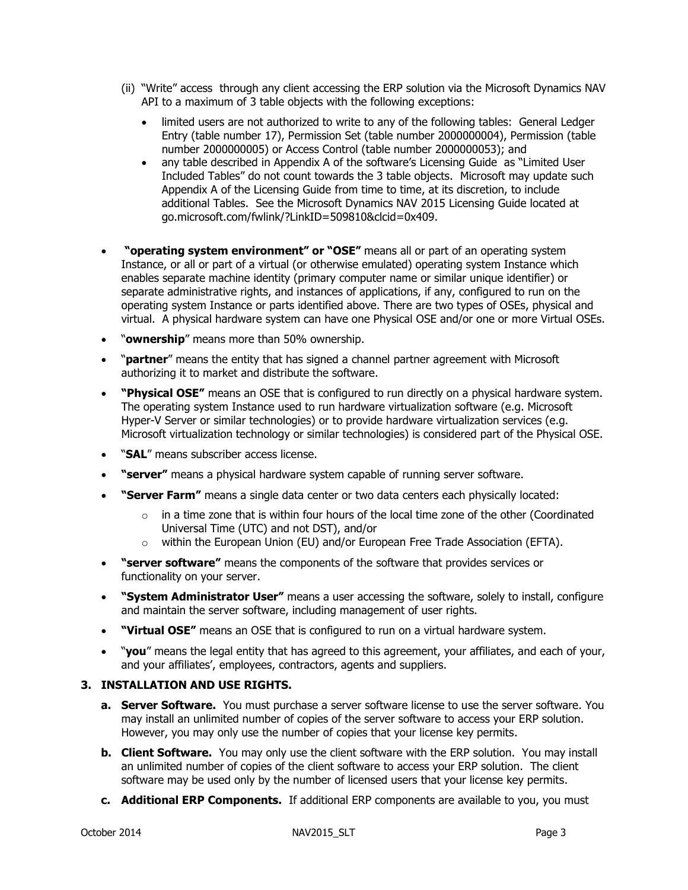(ii) "Write" access through any client accessing the ERP solution via the Microsoft Dynamics NAV API to a maximum of 3 table objects with the following exceptions:

- limited users are not authorized to write to any of the following tables: General Ledger Entry (table number 17), Permission Set (table number 2000000004), Permission (table number 2000000005) or Access Control (table number 2000000053); and
- any table described in Appendix A of the software's Licensing Guide as "Limited User Included Tables" do not count towards the 3 table objects. Microsoft may update such Appendix A of the Licensing Guide from time to time, at its discretion, to include additional Tables. See the Microsoft Dynamics NAV 2015 Licensing Guide located at go.microsoft.com/fwlink/?LinkID=509810&clcid=0x409.

- **"operating system environment" or "OSE"** means all or part of an operating system Instance, or all or part of a virtual (or otherwise emulated) operating system Instance which enables separate machine identity (primary computer name or similar unique identifier) or separate administrative rights, and instances of applications, if any, configured to run on the operating system Instance or parts identified above. There are two types of OSEs, physical and virtual. A physical hardware system can have one Physical OSE and/or one or more Virtual OSEs.
- "**ownership**" means more than 50% ownership.
- "**partner**" means the entity that has signed a channel partner agreement with Microsoft authorizing it to market and distribute the software.
- **"Physical OSE"** means an OSE that is configured to run directly on a physical hardware system. The operating system Instance used to run hardware virtualization software (e.g. Microsoft Hyper-V Server or similar technologies) or to provide hardware virtualization services (e.g. Microsoft virtualization technology or similar technologies) is considered part of the Physical OSE.
- "**SAL**" means subscriber access license.
- **"server"** means a physical hardware system capable of running server software.
- **"Server Farm"** means a single data center or two data centers each physically located:
  - in a time zone that is within four hours of the local time zone of the other (Coordinated Universal Time (UTC) and not DST), and/or
  - within the European Union (EU) and/or European Free Trade Association (EFTA).
- **"server software"** means the components of the software that provides services or functionality on your server.
- **"System Administrator User"** means a user accessing the software, solely to install, configure and maintain the server software, including management of user rights.
- **"Virtual OSE"** means an OSE that is configured to run on a virtual hardware system.
- "**you**" means the legal entity that has agreed to this agreement, your affiliates, and each of your, and your affiliates', employees, contractors, agents and suppliers.

## 3. INSTALLATION AND USE RIGHTS.

**a. Server Software.** You must purchase a server software license to use the server software. You may install an unlimited number of copies of the server software to access your ERP solution. However, you may only use the number of copies that your license key permits.

**b. Client Software.** You may only use the client software with the ERP solution. You may install an unlimited number of copies of the client software to access your ERP solution. The client software may be used only by the number of licensed users that your license key permits.

**c. Additional ERP Components.** If additional ERP components are available to you, you must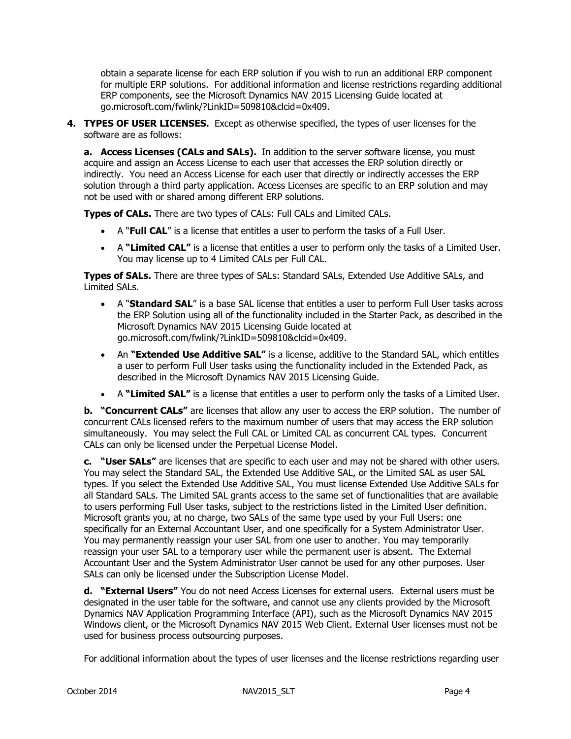obtain a separate license for each ERP solution if you wish to run an additional ERP component for multiple ERP solutions. For additional information and license restrictions regarding additional ERP components, see the Microsoft Dynamics NAV 2015 Licensing Guide located at go.microsoft.com/fwlink/?LinkID=509810&clcid=0x409.

4. **TYPES OF USER LICENSES.** Except as otherwise specified, the types of user licenses for the software are as follows:

   **a. Access Licenses (CALs and SALs).** In addition to the server software license, you must acquire and assign an Access License to each user that accesses the ERP solution directly or indirectly. You need an Access License for each user that directly or indirectly accesses the ERP solution through a third party application. Access Licenses are specific to an ERP solution and may not be used with or shared among different ERP solutions.

   **Types of CALs.** There are two types of CALs: Full CALs and Limited CALs.

   - A "**Full CAL**" is a license that entitles a user to perform the tasks of a Full User.
   - A **"Limited CAL"** is a license that entitles a user to perform only the tasks of a Limited User. You may license up to 4 Limited CALs per Full CAL.

   **Types of SALs.** There are three types of SALs: Standard SALs, Extended Use Additive SALs, and Limited SALs.

   - A "**Standard SAL**" is a base SAL license that entitles a user to perform Full User tasks across the ERP Solution using all of the functionality included in the Starter Pack, as described in the Microsoft Dynamics NAV 2015 Licensing Guide located at go.microsoft.com/fwlink/?LinkID=509810&clcid=0x409.
   - An **"Extended Use Additive SAL"** is a license, additive to the Standard SAL, which entitles a user to perform Full User tasks using the functionality included in the Extended Pack, as described in the Microsoft Dynamics NAV 2015 Licensing Guide.
   - A **"Limited SAL"** is a license that entitles a user to perform only the tasks of a Limited User.

   **b. "Concurrent CALs"** are licenses that allow any user to access the ERP solution. The number of concurrent CALs licensed refers to the maximum number of users that may access the ERP solution simultaneously. You may select the Full CAL or Limited CAL as concurrent CAL types. Concurrent CALs can only be licensed under the Perpetual License Model.

   **c. "User SALs"** are licenses that are specific to each user and may not be shared with other users. You may select the Standard SAL, the Extended Use Additive SAL, or the Limited SAL as user SAL types. If you select the Extended Use Additive SAL, You must license Extended Use Additive SALs for all Standard SALs. The Limited SAL grants access to the same set of functionalities that are available to users performing Full User tasks, subject to the restrictions listed in the Limited User definition. Microsoft grants you, at no charge, two SALs of the same type used by your Full Users: one specifically for an External Accountant User, and one specifically for a System Administrator User. You may permanently reassign your user SAL from one user to another. You may temporarily reassign your user SAL to a temporary user while the permanent user is absent. The External Accountant User and the System Administrator User cannot be used for any other purposes. User SALs can only be licensed under the Subscription License Model.

   **d. "External Users"** You do not need Access Licenses for external users. External users must be designated in the user table for the software, and cannot use any clients provided by the Microsoft Dynamics NAV Application Programming Interface (API), such as the Microsoft Dynamics NAV 2015 Windows client, or the Microsoft Dynamics NAV 2015 Web Client. External User licenses must not be used for business process outsourcing purposes.

   For additional information about the types of user licenses and the license restrictions regarding user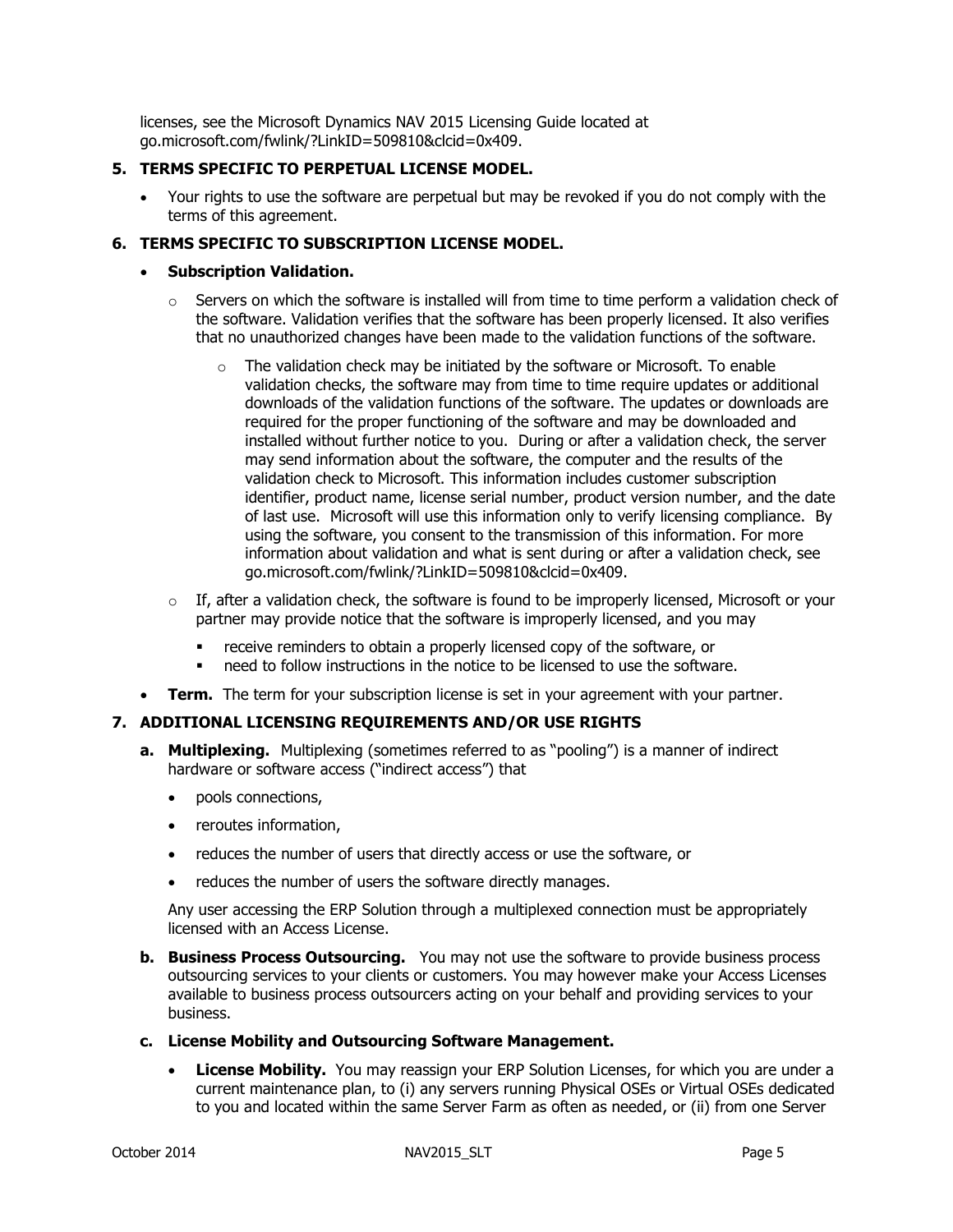licenses, see the Microsoft Dynamics NAV 2015 Licensing Guide located at go.microsoft.com/fwlink/?LinkID=509810&clcid=0x409.

**5. TERMS SPECIFIC TO PERPETUAL LICENSE MODEL.**

- Your rights to use the software are perpetual but may be revoked if you do not comply with the terms of this agreement.

**6. TERMS SPECIFIC TO SUBSCRIPTION LICENSE MODEL.**

- **Subscription Validation.**
  - Servers on which the software is installed will from time to time perform a validation check of the software. Validation verifies that the software has been properly licensed. It also verifies that no unauthorized changes have been made to the validation functions of the software.
    - The validation check may be initiated by the software or Microsoft. To enable validation checks, the software may from time to time require updates or additional downloads of the validation functions of the software. The updates or downloads are required for the proper functioning of the software and may be downloaded and installed without further notice to you. During or after a validation check, the server may send information about the software, the computer and the results of the validation check to Microsoft. This information includes customer subscription identifier, product name, license serial number, product version number, and the date of last use. Microsoft will use this information only to verify licensing compliance. By using the software, you consent to the transmission of this information. For more information about validation and what is sent during or after a validation check, see go.microsoft.com/fwlink/?LinkID=509810&clcid=0x409.
  - If, after a validation check, the software is found to be improperly licensed, Microsoft or your partner may provide notice that the software is improperly licensed, and you may
    - receive reminders to obtain a properly licensed copy of the software, or
    - need to follow instructions in the notice to be licensed to use the software.
- **Term.** The term for your subscription license is set in your agreement with your partner.

**7. ADDITIONAL LICENSING REQUIREMENTS AND/OR USE RIGHTS**

**a. Multiplexing.** Multiplexing (sometimes referred to as "pooling") is a manner of indirect hardware or software access ("indirect access") that

- pools connections,
- reroutes information,
- reduces the number of users that directly access or use the software, or
- reduces the number of users the software directly manages.

Any user accessing the ERP Solution through a multiplexed connection must be appropriately licensed with an Access License.

**b. Business Process Outsourcing.** You may not use the software to provide business process outsourcing services to your clients or customers. You may however make your Access Licenses available to business process outsourcers acting on your behalf and providing services to your business.

**c. License Mobility and Outsourcing Software Management.**

- **License Mobility.** You may reassign your ERP Solution Licenses, for which you are under a current maintenance plan, to (i) any servers running Physical OSEs or Virtual OSEs dedicated to you and located within the same Server Farm as often as needed, or (ii) from one Server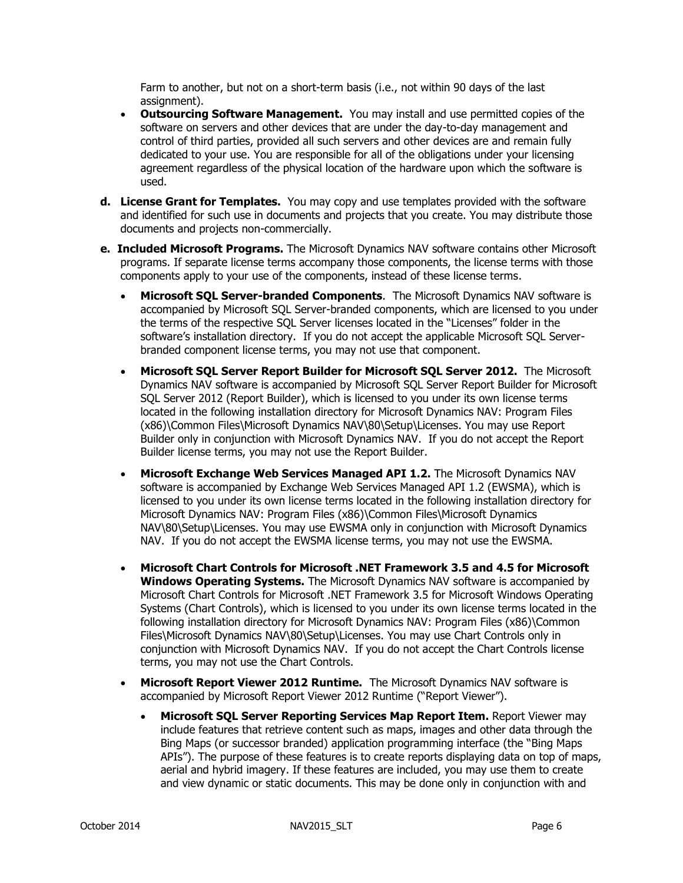Farm to another, but not on a short-term basis (i.e., not within 90 days of the last assignment).

- **Outsourcing Software Management.** You may install and use permitted copies of the software on servers and other devices that are under the day-to-day management and control of third parties, provided all such servers and other devices are and remain fully dedicated to your use. You are responsible for all of the obligations under your licensing agreement regardless of the physical location of the hardware upon which the software is used.

**d. License Grant for Templates.** You may copy and use templates provided with the software and identified for such use in documents and projects that you create. You may distribute those documents and projects non-commercially.

**e. Included Microsoft Programs.** The Microsoft Dynamics NAV software contains other Microsoft programs. If separate license terms accompany those components, the license terms with those components apply to your use of the components, instead of these license terms.

- **Microsoft SQL Server-branded Components**. The Microsoft Dynamics NAV software is accompanied by Microsoft SQL Server-branded components, which are licensed to you under the terms of the respective SQL Server licenses located in the "Licenses" folder in the software's installation directory. If you do not accept the applicable Microsoft SQL Server-branded component license terms, you may not use that component.

- **Microsoft SQL Server Report Builder for Microsoft SQL Server 2012.** The Microsoft Dynamics NAV software is accompanied by Microsoft SQL Server Report Builder for Microsoft SQL Server 2012 (Report Builder), which is licensed to you under its own license terms located in the following installation directory for Microsoft Dynamics NAV: Program Files (x86)\Common Files\Microsoft Dynamics NAV\80\Setup\Licenses. You may use Report Builder only in conjunction with Microsoft Dynamics NAV. If you do not accept the Report Builder license terms, you may not use the Report Builder.

- **Microsoft Exchange Web Services Managed API 1.2.** The Microsoft Dynamics NAV software is accompanied by Exchange Web Services Managed API 1.2 (EWSMA), which is licensed to you under its own license terms located in the following installation directory for Microsoft Dynamics NAV: Program Files (x86)\Common Files\Microsoft Dynamics NAV\80\Setup\Licenses. You may use EWSMA only in conjunction with Microsoft Dynamics NAV. If you do not accept the EWSMA license terms, you may not use the EWSMA.

- **Microsoft Chart Controls for Microsoft .NET Framework 3.5 and 4.5 for Microsoft Windows Operating Systems.** The Microsoft Dynamics NAV software is accompanied by Microsoft Chart Controls for Microsoft .NET Framework 3.5 for Microsoft Windows Operating Systems (Chart Controls), which is licensed to you under its own license terms located in the following installation directory for Microsoft Dynamics NAV: Program Files (x86)\Common Files\Microsoft Dynamics NAV\80\Setup\Licenses. You may use Chart Controls only in conjunction with Microsoft Dynamics NAV. If you do not accept the Chart Controls license terms, you may not use the Chart Controls.

- **Microsoft Report Viewer 2012 Runtime.** The Microsoft Dynamics NAV software is accompanied by Microsoft Report Viewer 2012 Runtime ("Report Viewer").

  - **Microsoft SQL Server Reporting Services Map Report Item.** Report Viewer may include features that retrieve content such as maps, images and other data through the Bing Maps (or successor branded) application programming interface (the "Bing Maps APIs"). The purpose of these features is to create reports displaying data on top of maps, aerial and hybrid imagery. If these features are included, you may use them to create and view dynamic or static documents. This may be done only in conjunction with and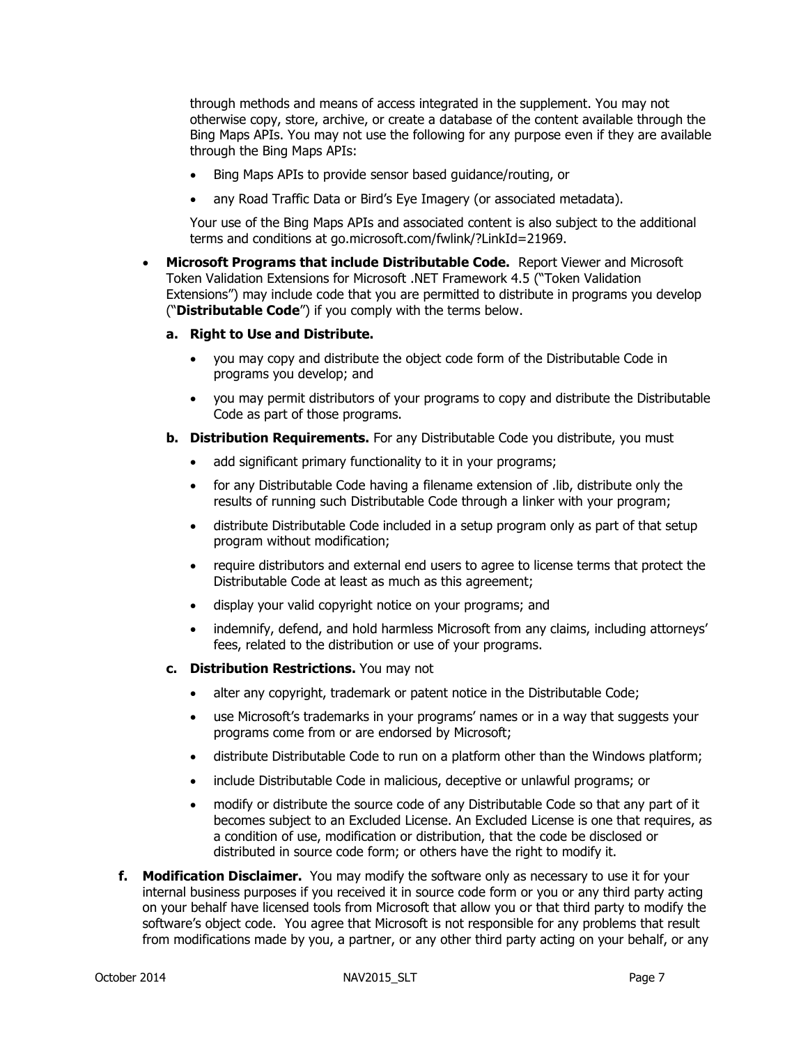through methods and means of access integrated in the supplement. You may not otherwise copy, store, archive, or create a database of the content available through the Bing Maps APIs. You may not use the following for any purpose even if they are available through the Bing Maps APIs:

- Bing Maps APIs to provide sensor based guidance/routing, or
- any Road Traffic Data or Bird's Eye Imagery (or associated metadata).

Your use of the Bing Maps APIs and associated content is also subject to the additional terms and conditions at go.microsoft.com/fwlink/?LinkId=21969.

- **Microsoft Programs that include Distributable Code.** Report Viewer and Microsoft Token Validation Extensions for Microsoft .NET Framework 4.5 ("Token Validation Extensions") may include code that you are permitted to distribute in programs you develop ("**Distributable Code**") if you comply with the terms below.

  **a. Right to Use and Distribute.**

  - you may copy and distribute the object code form of the Distributable Code in programs you develop; and
  - you may permit distributors of your programs to copy and distribute the Distributable Code as part of those programs.

  **b. Distribution Requirements.** For any Distributable Code you distribute, you must

  - add significant primary functionality to it in your programs;
  - for any Distributable Code having a filename extension of .lib, distribute only the results of running such Distributable Code through a linker with your program;
  - distribute Distributable Code included in a setup program only as part of that setup program without modification;
  - require distributors and external end users to agree to license terms that protect the Distributable Code at least as much as this agreement;
  - display your valid copyright notice on your programs; and
  - indemnify, defend, and hold harmless Microsoft from any claims, including attorneys' fees, related to the distribution or use of your programs.

  **c. Distribution Restrictions.** You may not

  - alter any copyright, trademark or patent notice in the Distributable Code;
  - use Microsoft's trademarks in your programs' names or in a way that suggests your programs come from or are endorsed by Microsoft;
  - distribute Distributable Code to run on a platform other than the Windows platform;
  - include Distributable Code in malicious, deceptive or unlawful programs; or
  - modify or distribute the source code of any Distributable Code so that any part of it becomes subject to an Excluded License. An Excluded License is one that requires, as a condition of use, modification or distribution, that the code be disclosed or distributed in source code form; or others have the right to modify it.

**f. Modification Disclaimer.** You may modify the software only as necessary to use it for your internal business purposes if you received it in source code form or you or any third party acting on your behalf have licensed tools from Microsoft that allow you or that third party to modify the software's object code. You agree that Microsoft is not responsible for any problems that result from modifications made by you, a partner, or any other third party acting on your behalf, or any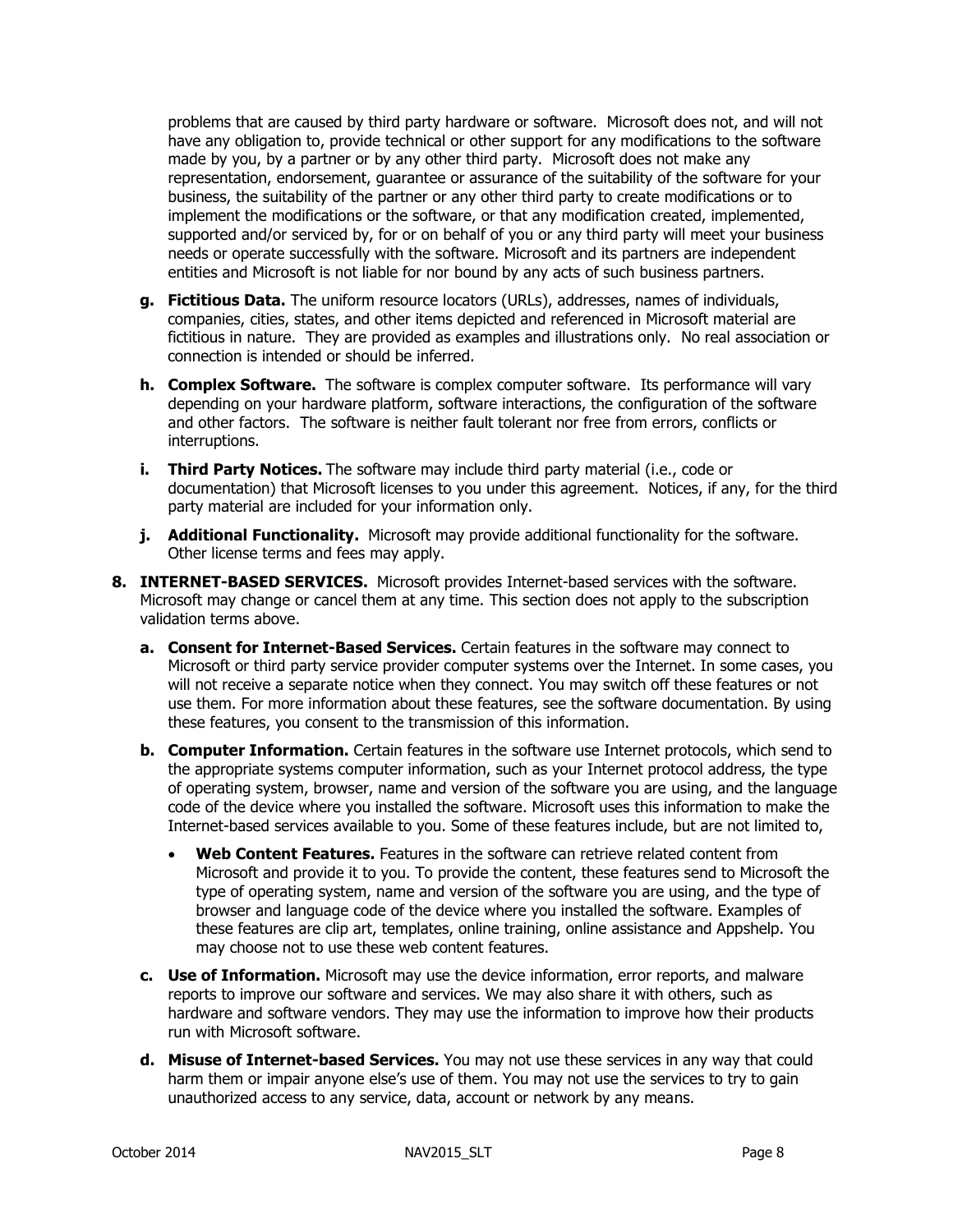problems that are caused by third party hardware or software. Microsoft does not, and will not have any obligation to, provide technical or other support for any modifications to the software made by you, by a partner or by any other third party. Microsoft does not make any representation, endorsement, guarantee or assurance of the suitability of the software for your business, the suitability of the partner or any other third party to create modifications or to implement the modifications or the software, or that any modification created, implemented, supported and/or serviced by, for or on behalf of you or any third party will meet your business needs or operate successfully with the software. Microsoft and its partners are independent entities and Microsoft is not liable for nor bound by any acts of such business partners.

- **g. Fictitious Data.** The uniform resource locators (URLs), addresses, names of individuals, companies, cities, states, and other items depicted and referenced in Microsoft material are fictitious in nature. They are provided as examples and illustrations only. No real association or connection is intended or should be inferred.
- **h. Complex Software.** The software is complex computer software. Its performance will vary depending on your hardware platform, software interactions, the configuration of the software and other factors. The software is neither fault tolerant nor free from errors, conflicts or interruptions.
- **i. Third Party Notices.** The software may include third party material (i.e., code or documentation) that Microsoft licenses to you under this agreement. Notices, if any, for the third party material are included for your information only.
- **j. Additional Functionality.** Microsoft may provide additional functionality for the software. Other license terms and fees may apply.

**8. INTERNET-BASED SERVICES.** Microsoft provides Internet-based services with the software. Microsoft may change or cancel them at any time. This section does not apply to the subscription validation terms above.

- **a. Consent for Internet-Based Services.** Certain features in the software may connect to Microsoft or third party service provider computer systems over the Internet. In some cases, you will not receive a separate notice when they connect. You may switch off these features or not use them. For more information about these features, see the software documentation. By using these features, you consent to the transmission of this information.
- **b. Computer Information.** Certain features in the software use Internet protocols, which send to the appropriate systems computer information, such as your Internet protocol address, the type of operating system, browser, name and version of the software you are using, and the language code of the device where you installed the software. Microsoft uses this information to make the Internet-based services available to you. Some of these features include, but are not limited to,
  - **Web Content Features.** Features in the software can retrieve related content from Microsoft and provide it to you. To provide the content, these features send to Microsoft the type of operating system, name and version of the software you are using, and the type of browser and language code of the device where you installed the software. Examples of these features are clip art, templates, online training, online assistance and Appshelp. You may choose not to use these web content features.
- **c. Use of Information.** Microsoft may use the device information, error reports, and malware reports to improve our software and services. We may also share it with others, such as hardware and software vendors. They may use the information to improve how their products run with Microsoft software.
- **d. Misuse of Internet-based Services.** You may not use these services in any way that could harm them or impair anyone else's use of them. You may not use the services to try to gain unauthorized access to any service, data, account or network by any means.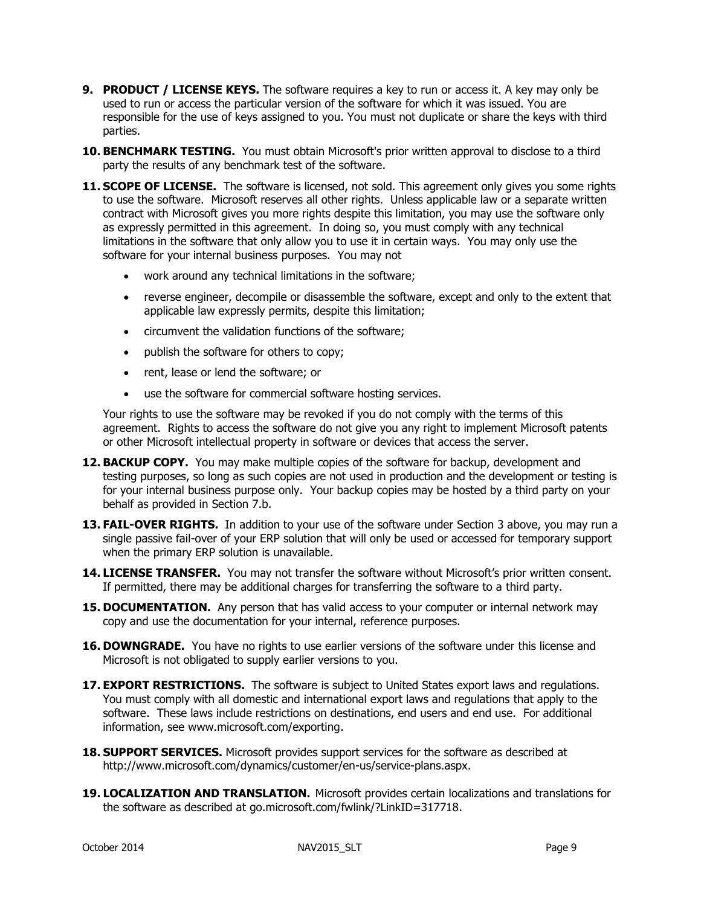9. **PRODUCT / LICENSE KEYS.** The software requires a key to run or access it. A key may only be used to run or access the particular version of the software for which it was issued. You are responsible for the use of keys assigned to you. You must not duplicate or share the keys with third parties.

10. **BENCHMARK TESTING.** You must obtain Microsoft's prior written approval to disclose to a third party the results of any benchmark test of the software.

11. **SCOPE OF LICENSE.** The software is licensed, not sold. This agreement only gives you some rights to use the software. Microsoft reserves all other rights. Unless applicable law or a separate written contract with Microsoft gives you more rights despite this limitation, you may use the software only as expressly permitted in this agreement. In doing so, you must comply with any technical limitations in the software that only allow you to use it in certain ways. You may only use the software for your internal business purposes. You may not

    - work around any technical limitations in the software;
    - reverse engineer, decompile or disassemble the software, except and only to the extent that applicable law expressly permits, despite this limitation;
    - circumvent the validation functions of the software;
    - publish the software for others to copy;
    - rent, lease or lend the software; or
    - use the software for commercial software hosting services.

    Your rights to use the software may be revoked if you do not comply with the terms of this agreement. Rights to access the software do not give you any right to implement Microsoft patents or other Microsoft intellectual property in software or devices that access the server.

12. **BACKUP COPY.** You may make multiple copies of the software for backup, development and testing purposes, so long as such copies are not used in production and the development or testing is for your internal business purpose only. Your backup copies may be hosted by a third party on your behalf as provided in Section 7.b.

13. **FAIL-OVER RIGHTS.** In addition to your use of the software under Section 3 above, you may run a single passive fail-over of your ERP solution that will only be used or accessed for temporary support when the primary ERP solution is unavailable.

14. **LICENSE TRANSFER.** You may not transfer the software without Microsoft's prior written consent. If permitted, there may be additional charges for transferring the software to a third party.

15. **DOCUMENTATION.** Any person that has valid access to your computer or internal network may copy and use the documentation for your internal, reference purposes.

16. **DOWNGRADE.** You have no rights to use earlier versions of the software under this license and Microsoft is not obligated to supply earlier versions to you.

17. **EXPORT RESTRICTIONS.** The software is subject to United States export laws and regulations. You must comply with all domestic and international export laws and regulations that apply to the software. These laws include restrictions on destinations, end users and end use. For additional information, see www.microsoft.com/exporting.

18. **SUPPORT SERVICES.** Microsoft provides support services for the software as described at http://www.microsoft.com/dynamics/customer/en-us/service-plans.aspx.

19. **LOCALIZATION AND TRANSLATION.** Microsoft provides certain localizations and translations for the software as described at go.microsoft.com/fwlink/?LinkID=317718.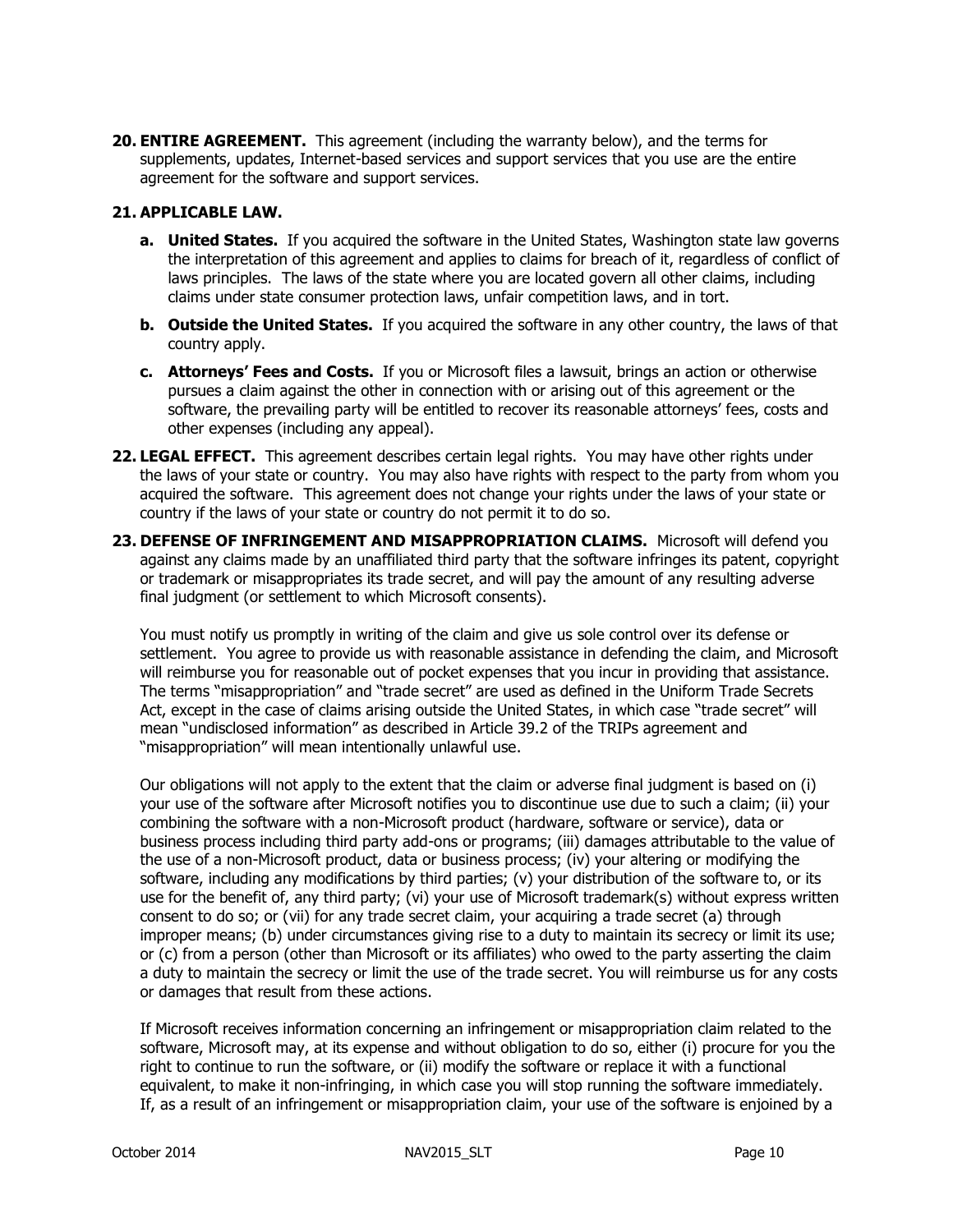**20. ENTIRE AGREEMENT.** This agreement (including the warranty below), and the terms for supplements, updates, Internet-based services and support services that you use are the entire agreement for the software and support services.

**21. APPLICABLE LAW.**

   **a. United States.** If you acquired the software in the United States, Washington state law governs the interpretation of this agreement and applies to claims for breach of it, regardless of conflict of laws principles. The laws of the state where you are located govern all other claims, including claims under state consumer protection laws, unfair competition laws, and in tort.

   **b. Outside the United States.** If you acquired the software in any other country, the laws of that country apply.

   **c. Attorneys' Fees and Costs.** If you or Microsoft files a lawsuit, brings an action or otherwise pursues a claim against the other in connection with or arising out of this agreement or the software, the prevailing party will be entitled to recover its reasonable attorneys' fees, costs and other expenses (including any appeal).

**22. LEGAL EFFECT.** This agreement describes certain legal rights. You may have other rights under the laws of your state or country. You may also have rights with respect to the party from whom you acquired the software. This agreement does not change your rights under the laws of your state or country if the laws of your state or country do not permit it to do so.

**23. DEFENSE OF INFRINGEMENT AND MISAPPROPRIATION CLAIMS.** Microsoft will defend you against any claims made by an unaffiliated third party that the software infringes its patent, copyright or trademark or misappropriates its trade secret, and will pay the amount of any resulting adverse final judgment (or settlement to which Microsoft consents).

You must notify us promptly in writing of the claim and give us sole control over its defense or settlement. You agree to provide us with reasonable assistance in defending the claim, and Microsoft will reimburse you for reasonable out of pocket expenses that you incur in providing that assistance. The terms "misappropriation" and "trade secret" are used as defined in the Uniform Trade Secrets Act, except in the case of claims arising outside the United States, in which case "trade secret" will mean "undisclosed information" as described in Article 39.2 of the TRIPs agreement and "misappropriation" will mean intentionally unlawful use.

Our obligations will not apply to the extent that the claim or adverse final judgment is based on (i) your use of the software after Microsoft notifies you to discontinue use due to such a claim; (ii) your combining the software with a non-Microsoft product (hardware, software or service), data or business process including third party add-ons or programs; (iii) damages attributable to the value of the use of a non-Microsoft product, data or business process; (iv) your altering or modifying the software, including any modifications by third parties; (v) your distribution of the software to, or its use for the benefit of, any third party; (vi) your use of Microsoft trademark(s) without express written consent to do so; or (vii) for any trade secret claim, your acquiring a trade secret (a) through improper means; (b) under circumstances giving rise to a duty to maintain its secrecy or limit its use; or (c) from a person (other than Microsoft or its affiliates) who owed to the party asserting the claim a duty to maintain the secrecy or limit the use of the trade secret. You will reimburse us for any costs or damages that result from these actions.

If Microsoft receives information concerning an infringement or misappropriation claim related to the software, Microsoft may, at its expense and without obligation to do so, either (i) procure for you the right to continue to run the software, or (ii) modify the software or replace it with a functional equivalent, to make it non-infringing, in which case you will stop running the software immediately. If, as a result of an infringement or misappropriation claim, your use of the software is enjoined by a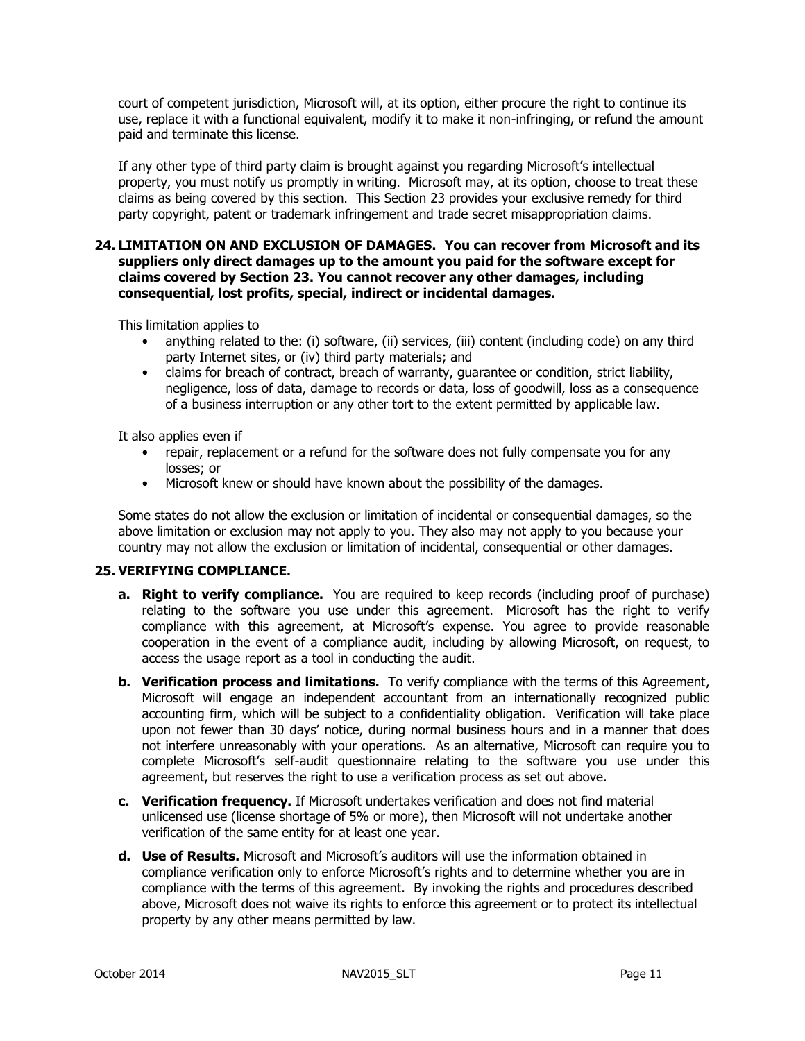court of competent jurisdiction, Microsoft will, at its option, either procure the right to continue its use, replace it with a functional equivalent, modify it to make it non-infringing, or refund the amount paid and terminate this license.

If any other type of third party claim is brought against you regarding Microsoft's intellectual property, you must notify us promptly in writing. Microsoft may, at its option, choose to treat these claims as being covered by this section. This Section 23 provides your exclusive remedy for third party copyright, patent or trademark infringement and trade secret misappropriation claims.

**24. LIMITATION ON AND EXCLUSION OF DAMAGES. You can recover from Microsoft and its suppliers only direct damages up to the amount you paid for the software except for claims covered by Section 23. You cannot recover any other damages, including consequential, lost profits, special, indirect or incidental damages.**

This limitation applies to

- anything related to the: (i) software, (ii) services, (iii) content (including code) on any third party Internet sites, or (iv) third party materials; and
- claims for breach of contract, breach of warranty, guarantee or condition, strict liability, negligence, loss of data, damage to records or data, loss of goodwill, loss as a consequence of a business interruption or any other tort to the extent permitted by applicable law.

It also applies even if

- repair, replacement or a refund for the software does not fully compensate you for any losses; or
- Microsoft knew or should have known about the possibility of the damages.

Some states do not allow the exclusion or limitation of incidental or consequential damages, so the above limitation or exclusion may not apply to you. They also may not apply to you because your country may not allow the exclusion or limitation of incidental, consequential or other damages.

**25. VERIFYING COMPLIANCE.**

**a. Right to verify compliance.** You are required to keep records (including proof of purchase) relating to the software you use under this agreement. Microsoft has the right to verify compliance with this agreement, at Microsoft's expense. You agree to provide reasonable cooperation in the event of a compliance audit, including by allowing Microsoft, on request, to access the usage report as a tool in conducting the audit.

**b. Verification process and limitations.** To verify compliance with the terms of this Agreement, Microsoft will engage an independent accountant from an internationally recognized public accounting firm, which will be subject to a confidentiality obligation. Verification will take place upon not fewer than 30 days' notice, during normal business hours and in a manner that does not interfere unreasonably with your operations. As an alternative, Microsoft can require you to complete Microsoft's self-audit questionnaire relating to the software you use under this agreement, but reserves the right to use a verification process as set out above.

**c. Verification frequency.** If Microsoft undertakes verification and does not find material unlicensed use (license shortage of 5% or more), then Microsoft will not undertake another verification of the same entity for at least one year.

**d. Use of Results.** Microsoft and Microsoft's auditors will use the information obtained in compliance verification only to enforce Microsoft's rights and to determine whether you are in compliance with the terms of this agreement. By invoking the rights and procedures described above, Microsoft does not waive its rights to enforce this agreement or to protect its intellectual property by any other means permitted by law.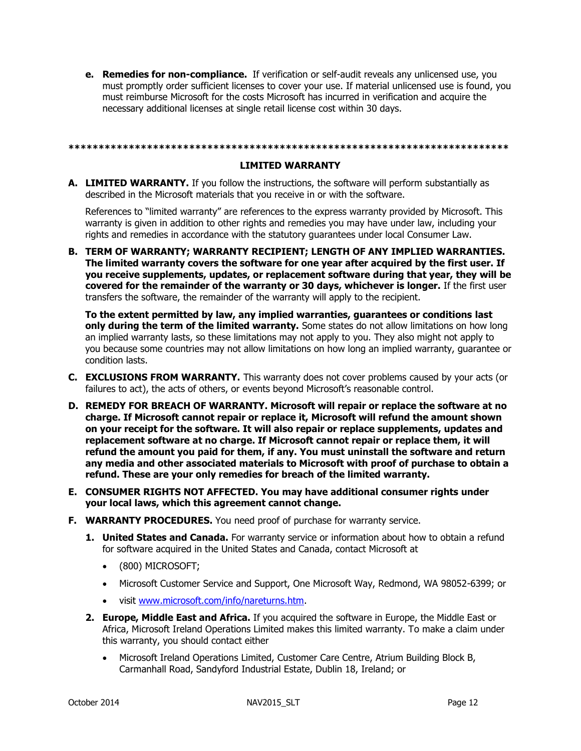e. **Remedies for non-compliance.** If verification or self-audit reveals any unlicensed use, you must promptly order sufficient licenses to cover your use. If material unlicensed use is found, you must reimburse Microsoft for the costs Microsoft has incurred in verification and acquire the necessary additional licenses at single retail license cost within 30 days.

*************************************************************************

**LIMITED WARRANTY**

A. **LIMITED WARRANTY.** If you follow the instructions, the software will perform substantially as described in the Microsoft materials that you receive in or with the software.

   References to "limited warranty" are references to the express warranty provided by Microsoft. This warranty is given in addition to other rights and remedies you may have under law, including your rights and remedies in accordance with the statutory guarantees under local Consumer Law.

B. **TERM OF WARRANTY; WARRANTY RECIPIENT; LENGTH OF ANY IMPLIED WARRANTIES. The limited warranty covers the software for one year after acquired by the first user. If you receive supplements, updates, or replacement software during that year, they will be covered for the remainder of the warranty or 30 days, whichever is longer.** If the first user transfers the software, the remainder of the warranty will apply to the recipient.

   **To the extent permitted by law, any implied warranties, guarantees or conditions last only during the term of the limited warranty.** Some states do not allow limitations on how long an implied warranty lasts, so these limitations may not apply to you. They also might not apply to you because some countries may not allow limitations on how long an implied warranty, guarantee or condition lasts.

C. **EXCLUSIONS FROM WARRANTY.** This warranty does not cover problems caused by your acts (or failures to act), the acts of others, or events beyond Microsoft's reasonable control.

D. **REMEDY FOR BREACH OF WARRANTY. Microsoft will repair or replace the software at no charge. If Microsoft cannot repair or replace it, Microsoft will refund the amount shown on your receipt for the software. It will also repair or replace supplements, updates and replacement software at no charge. If Microsoft cannot repair or replace them, it will refund the amount you paid for them, if any. You must uninstall the software and return any media and other associated materials to Microsoft with proof of purchase to obtain a refund. These are your only remedies for breach of the limited warranty.**

E. **CONSUMER RIGHTS NOT AFFECTED. You may have additional consumer rights under your local laws, which this agreement cannot change.**

F. **WARRANTY PROCEDURES.** You need proof of purchase for warranty service.

   1. **United States and Canada.** For warranty service or information about how to obtain a refund for software acquired in the United States and Canada, contact Microsoft at
      - (800) MICROSOFT;
      - Microsoft Customer Service and Support, One Microsoft Way, Redmond, WA 98052-6399; or
      - visit www.microsoft.com/info/nareturns.htm.

   2. **Europe, Middle East and Africa.** If you acquired the software in Europe, the Middle East or Africa, Microsoft Ireland Operations Limited makes this limited warranty. To make a claim under this warranty, you should contact either
      - Microsoft Ireland Operations Limited, Customer Care Centre, Atrium Building Block B, Carmanhall Road, Sandyford Industrial Estate, Dublin 18, Ireland; or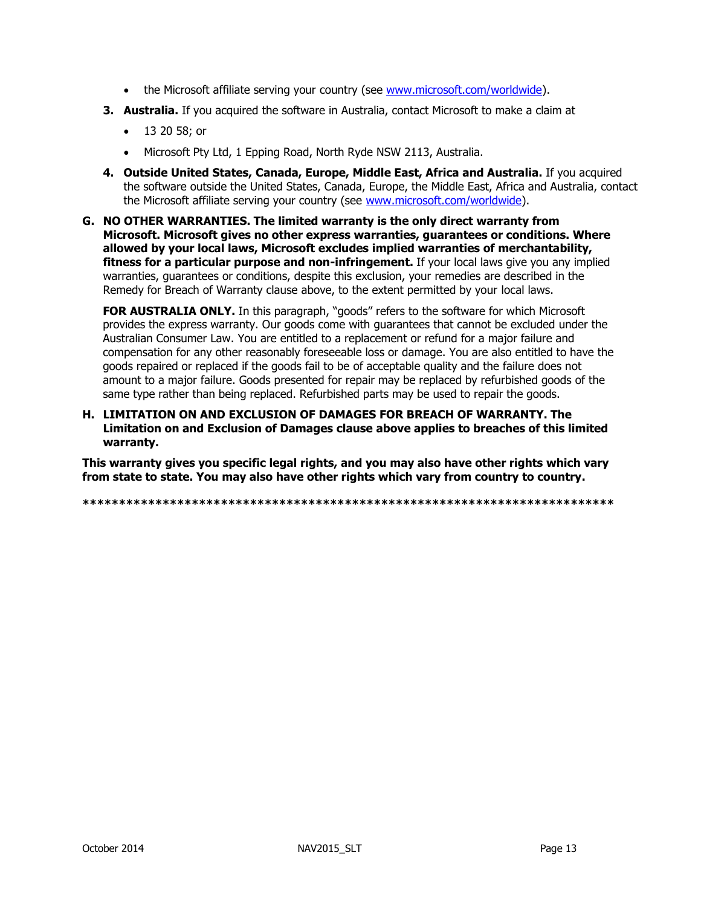- the Microsoft affiliate serving your country (see [www.microsoft.com/worldwide](www.microsoft.com/worldwide)).

3. **Australia.** If you acquired the software in Australia, contact Microsoft to make a claim at
   - 13 20 58; or
   - Microsoft Pty Ltd, 1 Epping Road, North Ryde NSW 2113, Australia.

4. **Outside United States, Canada, Europe, Middle East, Africa and Australia.** If you acquired the software outside the United States, Canada, Europe, the Middle East, Africa and Australia, contact the Microsoft affiliate serving your country (see [www.microsoft.com/worldwide](www.microsoft.com/worldwide)).

**G. NO OTHER WARRANTIES. The limited warranty is the only direct warranty from Microsoft. Microsoft gives no other express warranties, guarantees or conditions. Where allowed by your local laws, Microsoft excludes implied warranties of merchantability, fitness for a particular purpose and non-infringement.** If your local laws give you any implied warranties, guarantees or conditions, despite this exclusion, your remedies are described in the Remedy for Breach of Warranty clause above, to the extent permitted by your local laws.

**FOR AUSTRALIA ONLY.** In this paragraph, "goods" refers to the software for which Microsoft provides the express warranty. Our goods come with guarantees that cannot be excluded under the Australian Consumer Law. You are entitled to a replacement or refund for a major failure and compensation for any other reasonably foreseeable loss or damage. You are also entitled to have the goods repaired or replaced if the goods fail to be of acceptable quality and the failure does not amount to a major failure. Goods presented for repair may be replaced by refurbished goods of the same type rather than being replaced. Refurbished parts may be used to repair the goods.

**H. LIMITATION ON AND EXCLUSION OF DAMAGES FOR BREACH OF WARRANTY. The Limitation on and Exclusion of Damages clause above applies to breaches of this limited warranty.**

**This warranty gives you specific legal rights, and you may also have other rights which vary from state to state. You may also have other rights which vary from country to country.**

**************************************************************************